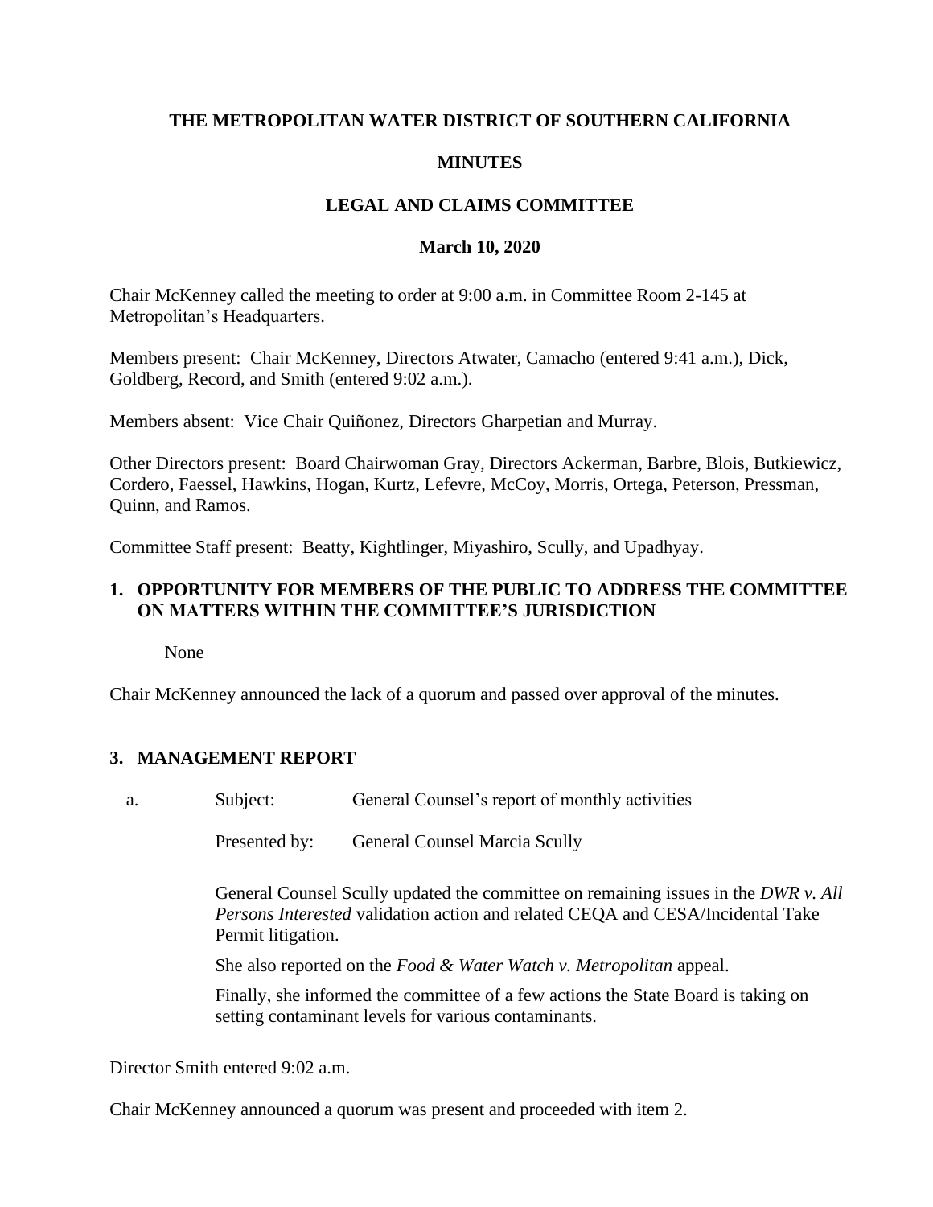**THE METROPOLITAN WATER DISTRICT OF SOUTHERN CALIFORNIA**

**MINUTES**

**LEGAL AND CLAIMS COMMITTEE**

**March 10, 2020**

Chair McKenney called the meeting to order at 9:00 a.m. in Committee Room 2-145 at Metropolitan's Headquarters.

Members present: Chair McKenney, Directors Atwater, Camacho (entered 9:41 a.m.), Dick, Goldberg, Record, and Smith (entered 9:02 a.m.).

Members absent: Vice Chair Quiñonez, Directors Gharpetian and Murray.

Other Directors present: Board Chairwoman Gray, Directors Ackerman, Barbre, Blois, Butkiewicz, Cordero, Faessel, Hawkins, Hogan, Kurtz, Lefevre, McCoy, Morris, Ortega, Peterson, Pressman, Quinn, and Ramos.

Committee Staff present: Beatty, Kightlinger, Miyashiro, Scully, and Upadhyay.

**1. OPPORTUNITY FOR MEMBERS OF THE PUBLIC TO ADDRESS THE COMMITTEE ON MATTERS WITHIN THE COMMITTEE'S JURISDICTION**

None

Chair McKenney announced the lack of a quorum and passed over approval of the minutes.

**3. MANAGEMENT REPORT**

a. Subject: General Counsel's report of monthly activities

Presented by: General Counsel Marcia Scully

General Counsel Scully updated the committee on remaining issues in the *DWR v. All Persons Interested* validation action and related CEQA and CESA/Incidental Take Permit litigation.

She also reported on the *Food & Water Watch v. Metropolitan* appeal.

Finally, she informed the committee of a few actions the State Board is taking on setting contaminant levels for various contaminants.

Director Smith entered 9:02 a.m.

Chair McKenney announced a quorum was present and proceeded with item 2.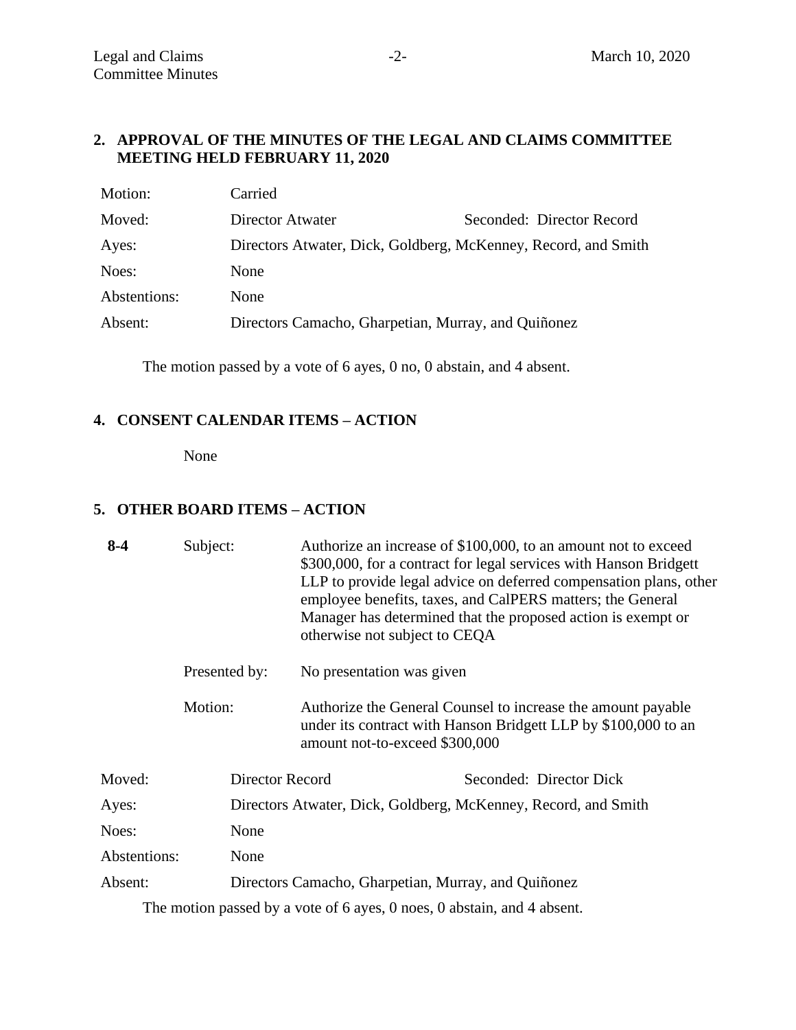## 2. APPROVAL OF THE MINUTES OF THE LEGAL AND CLAIMS COMMITTEE MEETING HELD FEBRUARY 11, 2020

| | | |
|---|---|---|
| Motion: | Carried | |
| Moved: | Director Atwater | Seconded: Director Record |
| Ayes: | Directors Atwater, Dick, Goldberg, McKenney, Record, and Smith | |
| Noes: | None | |
| Abstentions: | None | |
| Absent: | Directors Camacho, Gharpetian, Murray, and Quiñonez | |

The motion passed by a vote of 6 ayes, 0 no, 0 abstain, and 4 absent.

## 4. CONSENT CALENDAR ITEMS – ACTION

None

## 5. OTHER BOARD ITEMS – ACTION

| | | |
|---|---|---|
| **8-4** | Subject: | Authorize an increase of $100,000, to an amount not to exceed $300,000, for a contract for legal services with Hanson Bridgett LLP to provide legal advice on deferred compensation plans, other employee benefits, taxes, and CalPERS matters; the General Manager has determined that the proposed action is exempt or otherwise not subject to CEQA |
| | Presented by: | No presentation was given |
| | Motion: | Authorize the General Counsel to increase the amount payable under its contract with Hanson Bridgett LLP by $100,000 to an amount not-to-exceed $300,000 |

| | | |
|---|---|---|
| Moved: | Director Record | Seconded: Director Dick |
| Ayes: | Directors Atwater, Dick, Goldberg, McKenney, Record, and Smith | |
| Noes: | None | |
| Abstentions: | None | |
| Absent: | Directors Camacho, Gharpetian, Murray, and Quiñonez | |

The motion passed by a vote of 6 ayes, 0 noes, 0 abstain, and 4 absent.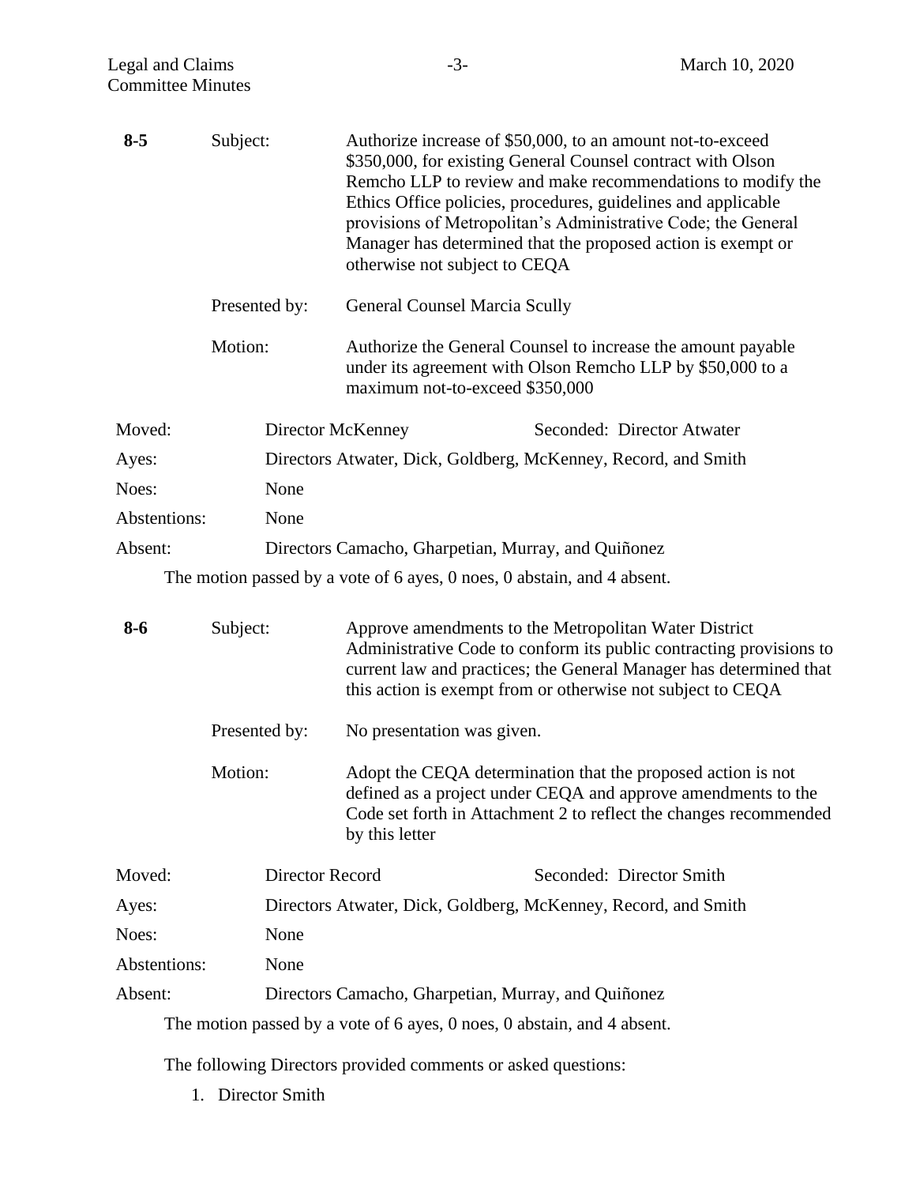**8-5** Subject: Authorize increase of $50,000, to an amount not-to-exceed $350,000, for existing General Counsel contract with Olson Remcho LLP to review and make recommendations to modify the Ethics Office policies, procedures, guidelines and applicable provisions of Metropolitan's Administrative Code; the General Manager has determined that the proposed action is exempt or otherwise not subject to CEQA

Presented by: General Counsel Marcia Scully

Motion: Authorize the General Counsel to increase the amount payable under its agreement with Olson Remcho LLP by $50,000 to a maximum not-to-exceed $350,000

Moved: Director McKenney Seconded: Director Atwater

Ayes: Directors Atwater, Dick, Goldberg, McKenney, Record, and Smith

Noes: None

Abstentions: None

Absent: Directors Camacho, Gharpetian, Murray, and Quiñonez

The motion passed by a vote of 6 ayes, 0 noes, 0 abstain, and 4 absent.

**8-6** Subject: Approve amendments to the Metropolitan Water District Administrative Code to conform its public contracting provisions to current law and practices; the General Manager has determined that this action is exempt from or otherwise not subject to CEQA

Presented by: No presentation was given.

Motion: Adopt the CEQA determination that the proposed action is not defined as a project under CEQA and approve amendments to the Code set forth in Attachment 2 to reflect the changes recommended by this letter

Moved: Director Record Seconded: Director Smith

Ayes: Directors Atwater, Dick, Goldberg, McKenney, Record, and Smith

Noes: None

Abstentions: None

Absent: Directors Camacho, Gharpetian, Murray, and Quiñonez

The motion passed by a vote of 6 ayes, 0 noes, 0 abstain, and 4 absent.

The following Directors provided comments or asked questions:

1. Director Smith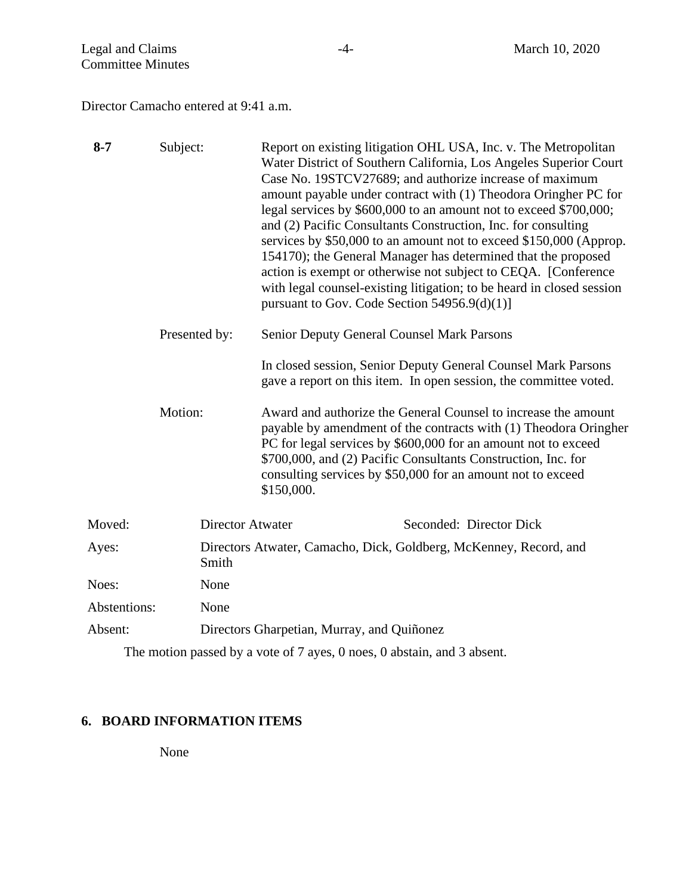Director Camacho entered at 9:41 a.m.

**8-7** Subject: Report on existing litigation OHL USA, Inc. v. The Metropolitan Water District of Southern California, Los Angeles Superior Court Case No. 19STCV27689; and authorize increase of maximum amount payable under contract with (1) Theodora Oringher PC for legal services by $600,000 to an amount not to exceed $700,000; and (2) Pacific Consultants Construction, Inc. for consulting services by $50,000 to an amount not to exceed $150,000 (Approp. 154170); the General Manager has determined that the proposed action is exempt or otherwise not subject to CEQA. [Conference with legal counsel-existing litigation; to be heard in closed session pursuant to Gov. Code Section 54956.9(d)(1)]

Presented by: Senior Deputy General Counsel Mark Parsons

In closed session, Senior Deputy General Counsel Mark Parsons gave a report on this item. In open session, the committee voted.

Motion: Award and authorize the General Counsel to increase the amount payable by amendment of the contracts with (1) Theodora Oringher PC for legal services by $600,000 for an amount not to exceed $700,000, and (2) Pacific Consultants Construction, Inc. for consulting services by $50,000 for an amount not to exceed $150,000.

| | | |
|---|---|---|
| Moved: | Director Atwater | Seconded: Director Dick |
| Ayes: | Directors Atwater, Camacho, Dick, Goldberg, McKenney, Record, and Smith | |
| Noes: | None | |
| Abstentions: | None | |
| Absent: | Directors Gharpetian, Murray, and Quiñonez | |

The motion passed by a vote of 7 ayes, 0 noes, 0 abstain, and 3 absent.

## 6. BOARD INFORMATION ITEMS

None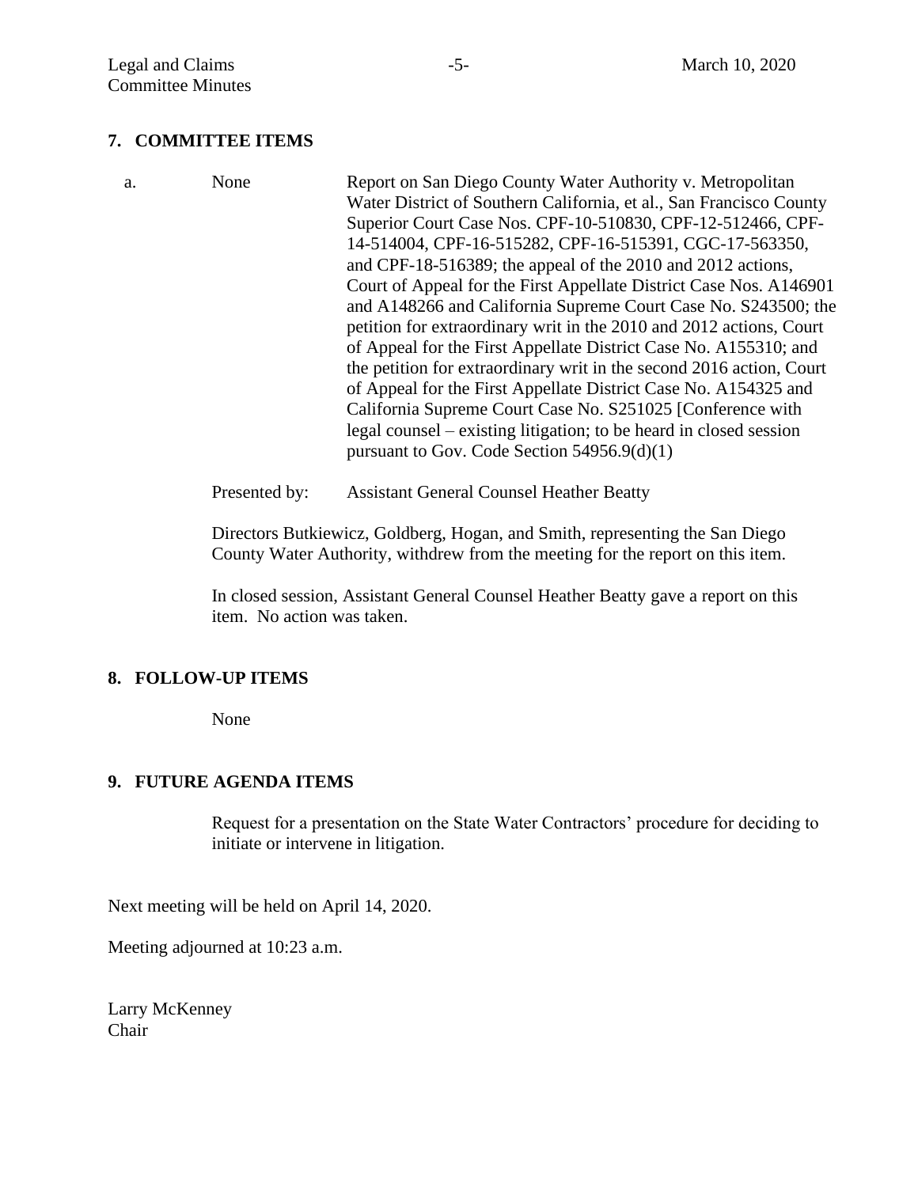## 7. COMMITTEE ITEMS

a. None — Report on San Diego County Water Authority v. Metropolitan Water District of Southern California, et al., San Francisco County Superior Court Case Nos. CPF-10-510830, CPF-12-512466, CPF-14-514004, CPF-16-515282, CPF-16-515391, CGC-17-563350, and CPF-18-516389; the appeal of the 2010 and 2012 actions, Court of Appeal for the First Appellate District Case Nos. A146901 and A148266 and California Supreme Court Case No. S243500; the petition for extraordinary writ in the 2010 and 2012 actions, Court of Appeal for the First Appellate District Case No. A155310; and the petition for extraordinary writ in the second 2016 action, Court of Appeal for the First Appellate District Case No. A154325 and California Supreme Court Case No. S251025 [Conference with legal counsel – existing litigation; to be heard in closed session pursuant to Gov. Code Section 54956.9(d)(1)

Presented by: Assistant General Counsel Heather Beatty

Directors Butkiewicz, Goldberg, Hogan, and Smith, representing the San Diego County Water Authority, withdrew from the meeting for the report on this item.

In closed session, Assistant General Counsel Heather Beatty gave a report on this item. No action was taken.

## 8. FOLLOW-UP ITEMS

None

## 9. FUTURE AGENDA ITEMS

Request for a presentation on the State Water Contractors' procedure for deciding to initiate or intervene in litigation.

Next meeting will be held on April 14, 2020.

Meeting adjourned at 10:23 a.m.

Larry McKenney
Chair